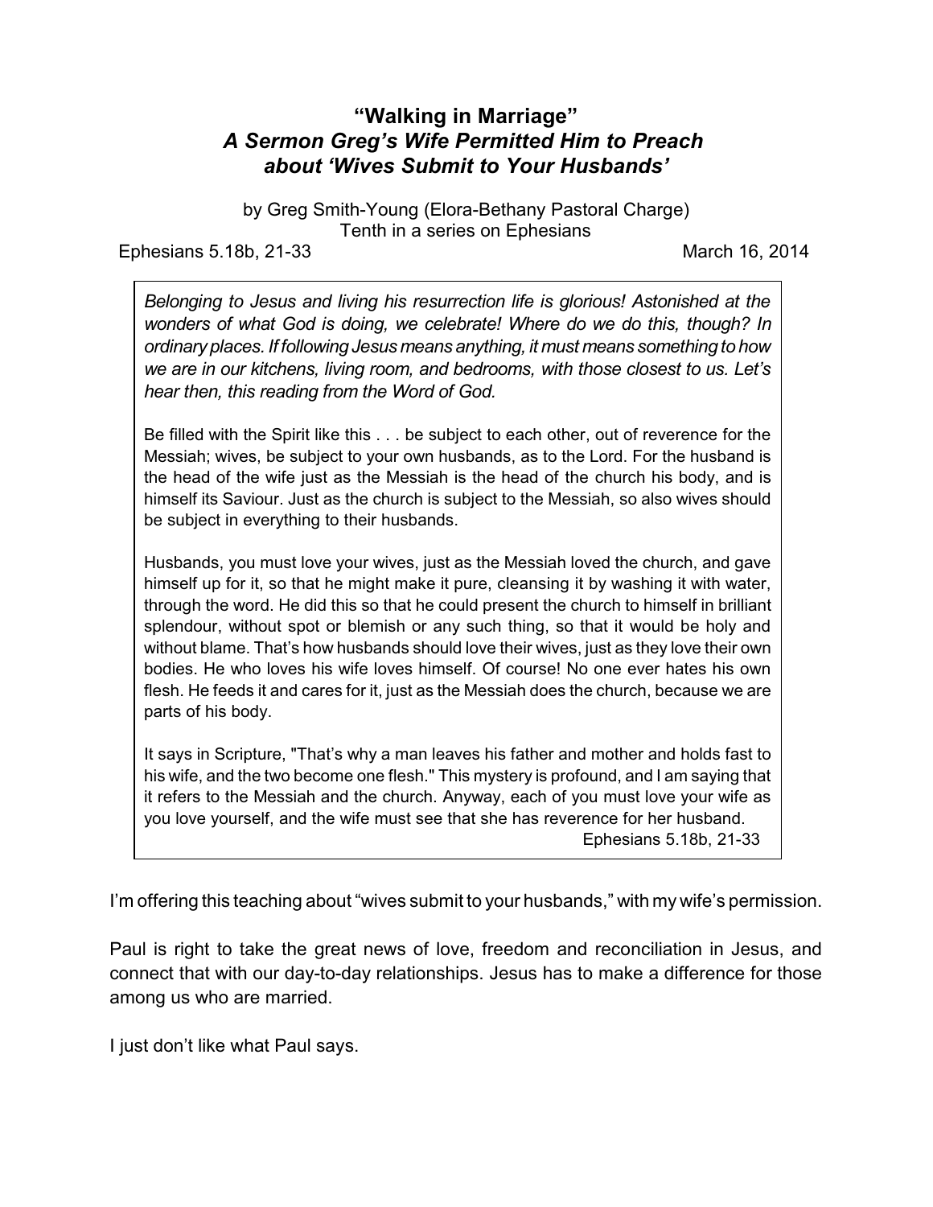# “Walking in Marriage”
## *A Sermon Greg’s Wife Permitted Him to Preach about ‘Wives Submit to Your Husbands’*

by Greg Smith-Young (Elora-Bethany Pastoral Charge)
Tenth in a series on Ephesians

Ephesians 5.18b, 21-33 March 16, 2014

> *Belonging to Jesus and living his resurrection life is glorious! Astonished at the wonders of what God is doing, we celebrate! Where do we do this, though? In ordinary places. If following Jesus means anything, it must means something to how we are in our kitchens, living room, and bedrooms, with those closest to us. Let’s hear then, this reading from the Word of God.*
>
> Be filled with the Spirit like this . . . be subject to each other, out of reverence for the Messiah; wives, be subject to your own husbands, as to the Lord. For the husband is the head of the wife just as the Messiah is the head of the church his body, and is himself its Saviour. Just as the church is subject to the Messiah, so also wives should be subject in everything to their husbands.
>
> Husbands, you must love your wives, just as the Messiah loved the church, and gave himself up for it, so that he might make it pure, cleansing it by washing it with water, through the word. He did this so that he could present the church to himself in brilliant splendour, without spot or blemish or any such thing, so that it would be holy and without blame. That’s how husbands should love their wives, just as they love their own bodies. He who loves his wife loves himself. Of course! No one ever hates his own flesh. He feeds it and cares for it, just as the Messiah does the church, because we are parts of his body.
>
> It says in Scripture, "That’s why a man leaves his father and mother and holds fast to his wife, and the two become one flesh." This mystery is profound, and I am saying that it refers to the Messiah and the church. Anyway, each of you must love your wife as you love yourself, and the wife must see that she has reverence for her husband.
>
> Ephesians 5.18b, 21-33

I’m offering this teaching about “wives submit to your husbands,” with my wife’s permission.

Paul is right to take the great news of love, freedom and reconciliation in Jesus, and connect that with our day-to-day relationships. Jesus has to make a difference for those among us who are married.

I just don’t like what Paul says.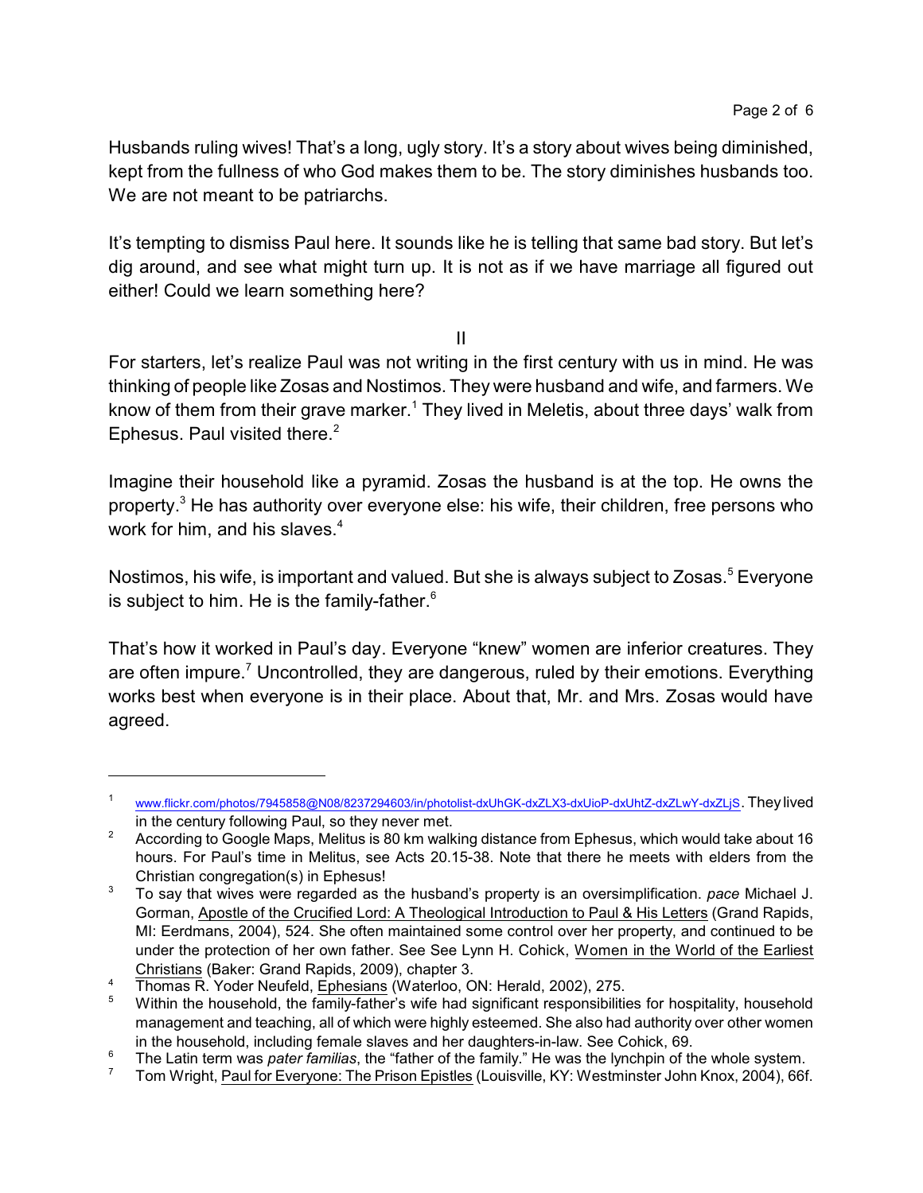Husbands ruling wives! That's a long, ugly story. It's a story about wives being diminished, kept from the fullness of who God makes them to be. The story diminishes husbands too. We are not meant to be patriarchs.

It's tempting to dismiss Paul here. It sounds like he is telling that same bad story. But let's dig around, and see what might turn up. It is not as if we have marriage all figured out either! Could we learn something here?

II

For starters, let's realize Paul was not writing in the first century with us in mind. He was thinking of people like Zosas and Nostimos. They were husband and wife, and farmers. We know of them from their grave marker.[1] They lived in Meletis, about three days' walk from Ephesus. Paul visited there.[2]

Imagine their household like a pyramid. Zosas the husband is at the top. He owns the property.[3] He has authority over everyone else: his wife, their children, free persons who work for him, and his slaves.[4]

Nostimos, his wife, is important and valued. But she is always subject to Zosas.[5] Everyone is subject to him. He is the family-father.[6]

That's how it worked in Paul's day. Everyone "knew" women are inferior creatures. They are often impure.[7] Uncontrolled, they are dangerous, ruled by their emotions. Everything works best when everyone is in their place. About that, Mr. and Mrs. Zosas would have agreed.

---

[1] www.flickr.com/photos/7945858@N08/8237294603/in/photolist-dxUhGK-dxZLX3-dxUioP-dxUhtZ-dxZLwY-dxZLjS. They lived in the century following Paul, so they never met.

[2] According to Google Maps, Melitus is 80 km walking distance from Ephesus, which would take about 16 hours. For Paul's time in Melitus, see Acts 20.15-38. Note that there he meets with elders from the Christian congregation(s) in Ephesus!

[3] To say that wives were regarded as the husband's property is an oversimplification. *pace* Michael J. Gorman, Apostle of the Crucified Lord: A Theological Introduction to Paul & His Letters (Grand Rapids, MI: Eerdmans, 2004), 524. She often maintained some control over her property, and continued to be under the protection of her own father. See See Lynn H. Cohick, Women in the World of the Earliest Christians (Baker: Grand Rapids, 2009), chapter 3.

[4] Thomas R. Yoder Neufeld, Ephesians (Waterloo, ON: Herald, 2002), 275.

[5] Within the household, the family-father's wife had significant responsibilities for hospitality, household management and teaching, all of which were highly esteemed. She also had authority over other women in the household, including female slaves and her daughters-in-law. See Cohick, 69.

[6] The Latin term was *pater familias*, the "father of the family." He was the lynchpin of the whole system.

[7] Tom Wright, Paul for Everyone: The Prison Epistles (Louisville, KY: Westminster John Knox, 2004), 66f.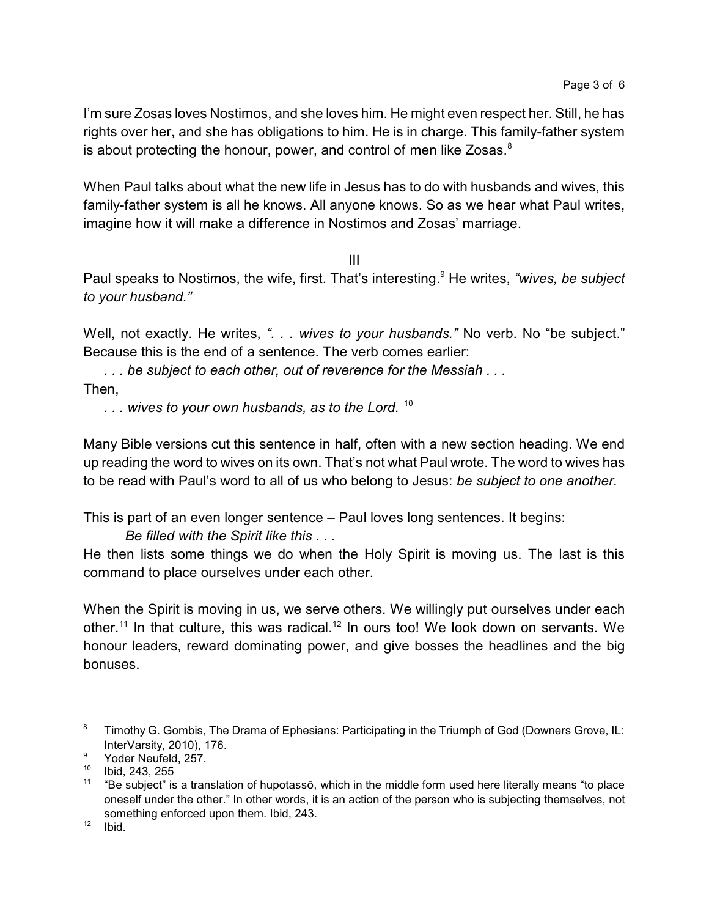I'm sure Zosas loves Nostimos, and she loves him. He might even respect her. Still, he has rights over her, and she has obligations to him. He is in charge. This family-father system is about protecting the honour, power, and control of men like Zosas.[8]

When Paul talks about what the new life in Jesus has to do with husbands and wives, this family-father system is all he knows. All anyone knows. So as we hear what Paul writes, imagine how it will make a difference in Nostimos and Zosas' marriage.

III

Paul speaks to Nostimos, the wife, first. That's interesting.[9] He writes, *"wives, be subject to your husband."*

Well, not exactly. He writes, *". . . wives to your husbands."* No verb. No "be subject." Because this is the end of a sentence. The verb comes earlier:

> *. . . be subject to each other, out of reverence for the Messiah . . .*

Then,

> *. . . wives to your own husbands, as to the Lord.* [10]

Many Bible versions cut this sentence in half, often with a new section heading. We end up reading the word to wives on its own. That's not what Paul wrote. The word to wives has to be read with Paul's word to all of us who belong to Jesus: *be subject to one another.*

This is part of an even longer sentence – Paul loves long sentences. It begins:

> *Be filled with the Spirit like this . . .*

He then lists some things we do when the Holy Spirit is moving us. The last is this command to place ourselves under each other.

When the Spirit is moving in us, we serve others. We willingly put ourselves under each other.[11] In that culture, this was radical.[12] In ours too! We look down on servants. We honour leaders, reward dominating power, and give bosses the headlines and the big bonuses.

---

[8] Timothy G. Gombis, The Drama of Ephesians: Participating in the Triumph of God (Downers Grove, IL: InterVarsity, 2010), 176.

[9] Yoder Neufeld, 257.

[10] Ibid, 243, 255

[11] "Be subject" is a translation of hupotassō, which in the middle form used here literally means "to place oneself under the other." In other words, it is an action of the person who is subjecting themselves, not something enforced upon them. Ibid, 243.

[12] Ibid.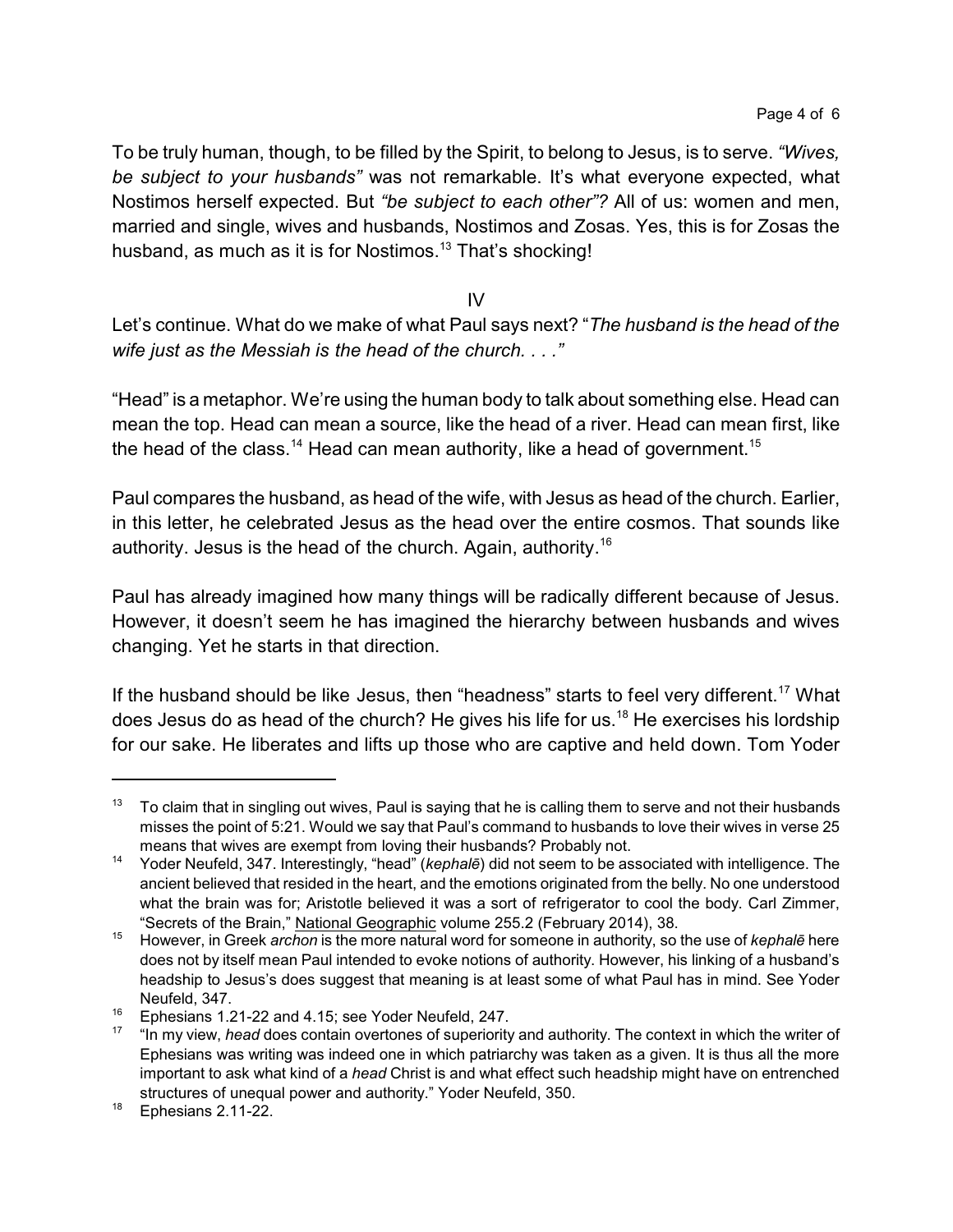To be truly human, though, to be filled by the Spirit, to belong to Jesus, is to serve. *"Wives, be subject to your husbands"* was not remarkable. It's what everyone expected, what Nostimos herself expected. But *"be subject to each other"?* All of us: women and men, married and single, wives and husbands, Nostimos and Zosas. Yes, this is for Zosas the husband, as much as it is for Nostimos.[13] That's shocking!

## IV

Let's continue. What do we make of what Paul says next? "*The husband is the head of the wife just as the Messiah is the head of the church. . . ."*

"Head" is a metaphor. We're using the human body to talk about something else. Head can mean the top. Head can mean a source, like the head of a river. Head can mean first, like the head of the class.[14] Head can mean authority, like a head of government.[15]

Paul compares the husband, as head of the wife, with Jesus as head of the church. Earlier, in this letter, he celebrated Jesus as the head over the entire cosmos. That sounds like authority. Jesus is the head of the church. Again, authority.[16]

Paul has already imagined how many things will be radically different because of Jesus. However, it doesn't seem he has imagined the hierarchy between husbands and wives changing. Yet he starts in that direction.

If the husband should be like Jesus, then "headness" starts to feel very different.[17] What does Jesus do as head of the church? He gives his life for us.[18] He exercises his lordship for our sake. He liberates and lifts up those who are captive and held down. Tom Yoder

---

[13] To claim that in singling out wives, Paul is saying that he is calling them to serve and not their husbands misses the point of 5:21. Would we say that Paul's command to husbands to love their wives in verse 25 means that wives are exempt from loving their husbands? Probably not.

[14] Yoder Neufeld, 347. Interestingly, "head" (*kephalē*) did not seem to be associated with intelligence. The ancient believed that resided in the heart, and the emotions originated from the belly. No one understood what the brain was for; Aristotle believed it was a sort of refrigerator to cool the body. Carl Zimmer, "Secrets of the Brain," National Geographic volume 255.2 (February 2014), 38.

[15] However, in Greek *archon* is the more natural word for someone in authority, so the use of *kephalē* here does not by itself mean Paul intended to evoke notions of authority. However, his linking of a husband's headship to Jesus's does suggest that meaning is at least some of what Paul has in mind. See Yoder Neufeld, 347.

[16] Ephesians 1.21-22 and 4.15; see Yoder Neufeld, 247.

[17] "In my view, *head* does contain overtones of superiority and authority. The context in which the writer of Ephesians was writing was indeed one in which patriarchy was taken as a given. It is thus all the more important to ask what kind of a *head* Christ is and what effect such headship might have on entrenched structures of unequal power and authority." Yoder Neufeld, 350.

[18] Ephesians 2.11-22.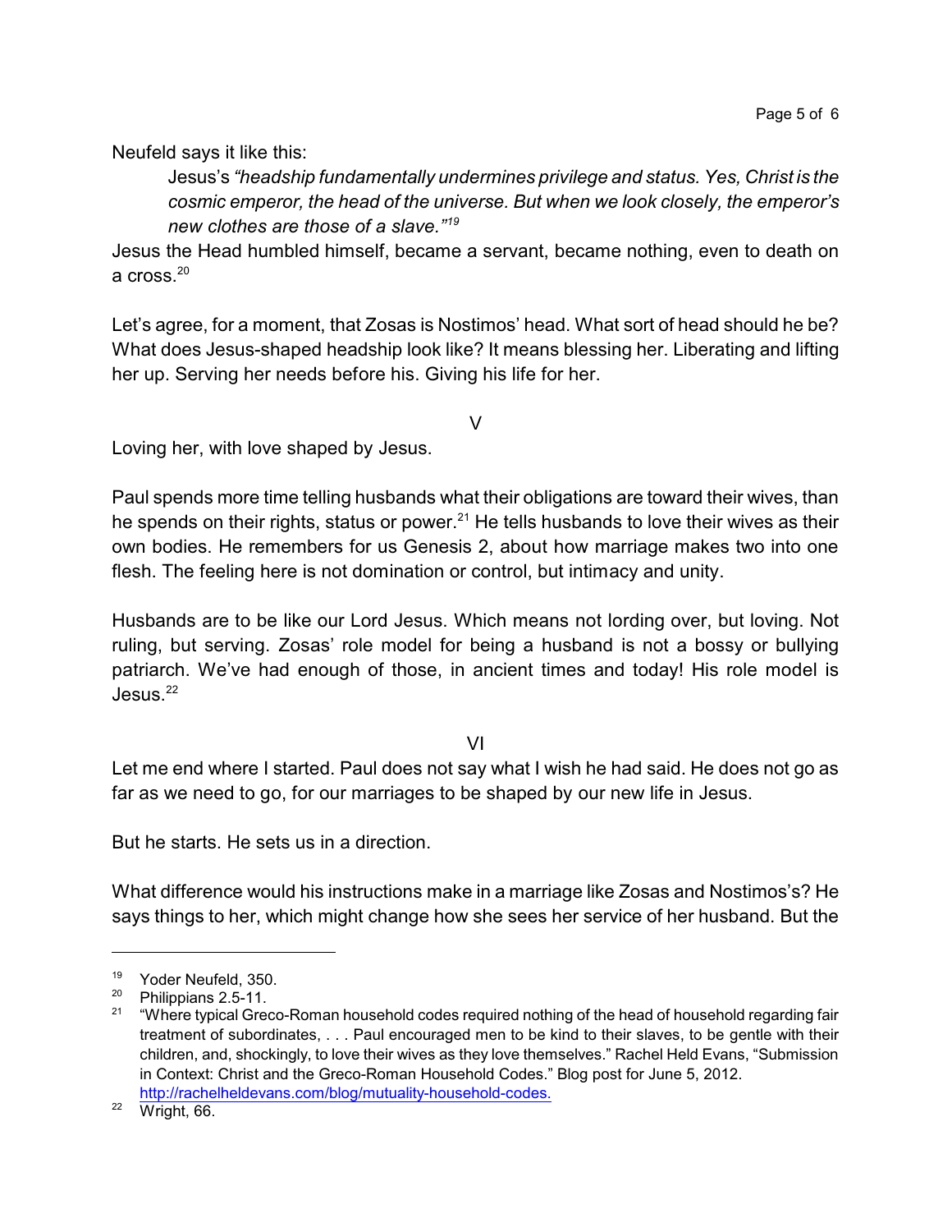Neufeld says it like this:

> Jesus's *"headship fundamentally undermines privilege and status. Yes, Christ is the cosmic emperor, the head of the universe. But when we look closely, the emperor's new clothes are those of a slave."*[19]

Jesus the Head humbled himself, became a servant, became nothing, even to death on a cross.[20]

Let's agree, for a moment, that Zosas is Nostimos' head. What sort of head should he be? What does Jesus-shaped headship look like? It means blessing her. Liberating and lifting her up. Serving her needs before his. Giving his life for her.

V

Loving her, with love shaped by Jesus.

Paul spends more time telling husbands what their obligations are toward their wives, than he spends on their rights, status or power.[21] He tells husbands to love their wives as their own bodies. He remembers for us Genesis 2, about how marriage makes two into one flesh. The feeling here is not domination or control, but intimacy and unity.

Husbands are to be like our Lord Jesus. Which means not lording over, but loving. Not ruling, but serving. Zosas' role model for being a husband is not a bossy or bullying patriarch. We've had enough of those, in ancient times and today! His role model is Jesus.[22]

VI

Let me end where I started. Paul does not say what I wish he had said. He does not go as far as we need to go, for our marriages to be shaped by our new life in Jesus.

But he starts. He sets us in a direction.

What difference would his instructions make in a marriage like Zosas and Nostimos's? He says things to her, which might change how she sees her service of her husband. But the

---

[19] Yoder Neufeld, 350.

[20] Philippians 2.5-11.

[21] "Where typical Greco-Roman household codes required nothing of the head of household regarding fair treatment of subordinates, . . . Paul encouraged men to be kind to their slaves, to be gentle with their children, and, shockingly, to love their wives as they love themselves." Rachel Held Evans, "Submission in Context: Christ and the Greco-Roman Household Codes." Blog post for June 5, 2012. http://rachelheldevans.com/blog/mutuality-household-codes.

[22] Wright, 66.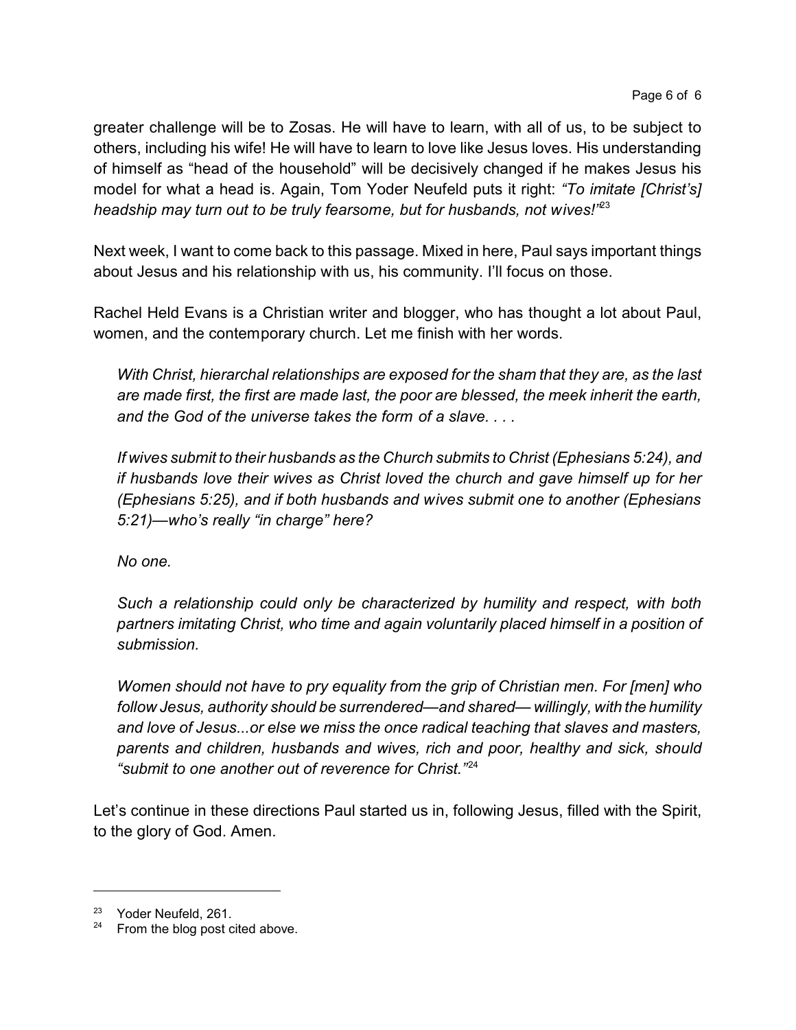greater challenge will be to Zosas. He will have to learn, with all of us, to be subject to others, including his wife! He will have to learn to love like Jesus loves. His understanding of himself as "head of the household" will be decisively changed if he makes Jesus his model for what a head is. Again, Tom Yoder Neufeld puts it right: *"To imitate [Christ's] headship may turn out to be truly fearsome, but for husbands, not wives!"*[23]

Next week, I want to come back to this passage. Mixed in here, Paul says important things about Jesus and his relationship with us, his community. I'll focus on those.

Rachel Held Evans is a Christian writer and blogger, who has thought a lot about Paul, women, and the contemporary church. Let me finish with her words.

> *With Christ, hierarchal relationships are exposed for the sham that they are, as the last are made first, the first are made last, the poor are blessed, the meek inherit the earth, and the God of the universe takes the form of a slave. . . .*
>
> *If wives submit to their husbands as the Church submits to Christ (Ephesians 5:24), and if husbands love their wives as Christ loved the church and gave himself up for her (Ephesians 5:25), and if both husbands and wives submit one to another (Ephesians 5:21)—who's really "in charge" here?*
>
> *No one.*
>
> *Such a relationship could only be characterized by humility and respect, with both partners imitating Christ, who time and again voluntarily placed himself in a position of submission.*
>
> *Women should not have to pry equality from the grip of Christian men. For [men] who follow Jesus, authority should be surrendered—and shared— willingly, with the humility and love of Jesus...or else we miss the once radical teaching that slaves and masters, parents and children, husbands and wives, rich and poor, healthy and sick, should "submit to one another out of reverence for Christ."*[24]

Let's continue in these directions Paul started us in, following Jesus, filled with the Spirit, to the glory of God. Amen.

---

[23] Yoder Neufeld, 261.

[24] From the blog post cited above.